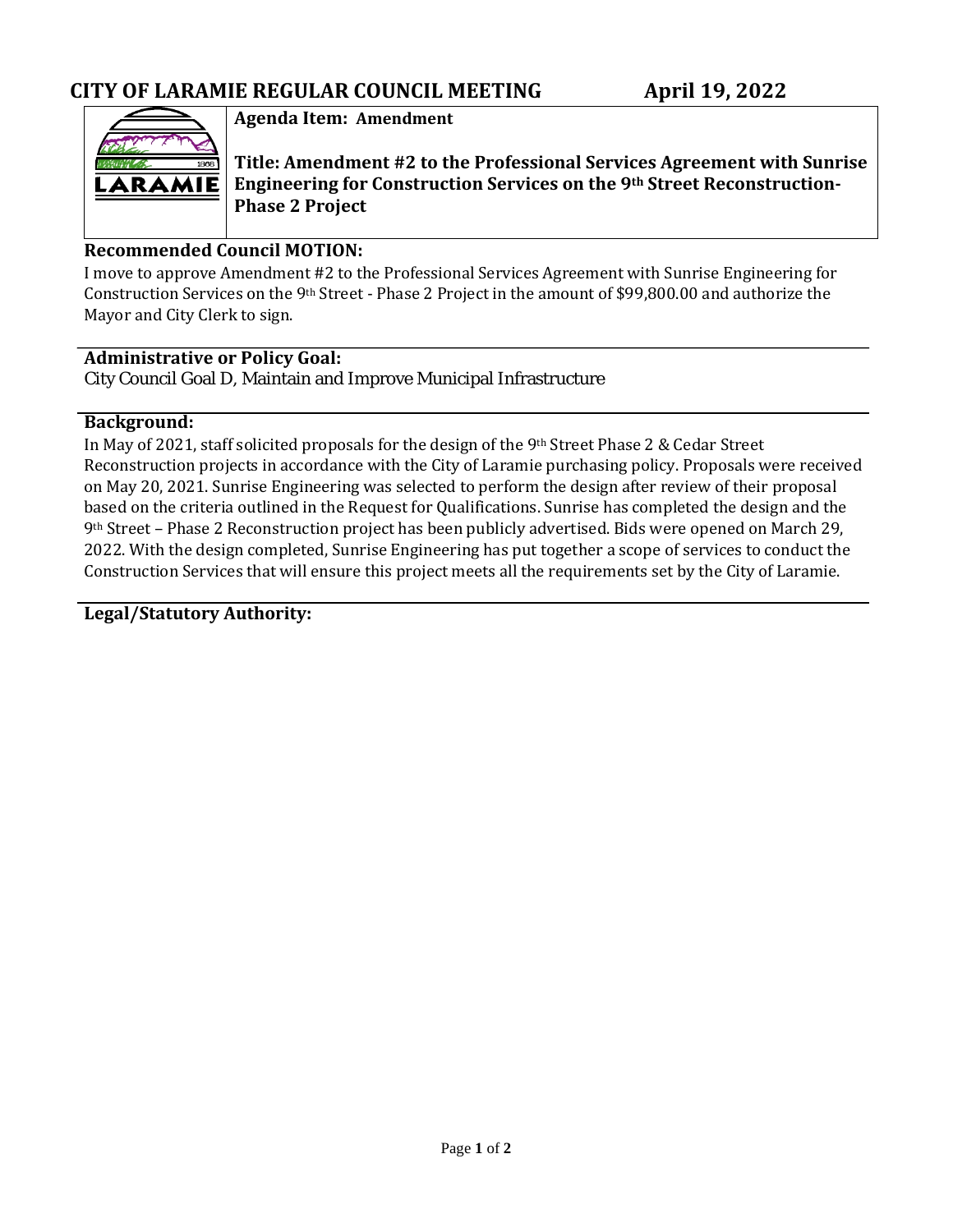# CITY OF LARAMIE REGULAR COUNCIL MEETING April 19, 2022

**Agenda Item: Amendment**

**Title: Amendment #2 to the Professional Services Agreement with Sunrise Engineering for Construction Services on the 9th Street Reconstruction-Phase 2 Project**

## Recommended Council MOTION:

I move to approve Amendment #2 to the Professional Services Agreement with Sunrise Engineering for Construction Services on the 9th Street - Phase 2 Project in the amount of $99,800.00 and authorize the Mayor and City Clerk to sign.

## Administrative or Policy Goal:

City Council Goal D, Maintain and Improve Municipal Infrastructure

## Background:

In May of 2021, staff solicited proposals for the design of the 9th Street Phase 2 & Cedar Street Reconstruction projects in accordance with the City of Laramie purchasing policy. Proposals were received on May 20, 2021. Sunrise Engineering was selected to perform the design after review of their proposal based on the criteria outlined in the Request for Qualifications. Sunrise has completed the design and the 9th Street – Phase 2 Reconstruction project has been publicly advertised. Bids were opened on March 29, 2022. With the design completed, Sunrise Engineering has put together a scope of services to conduct the Construction Services that will ensure this project meets all the requirements set by the City of Laramie.

## Legal/Statutory Authority: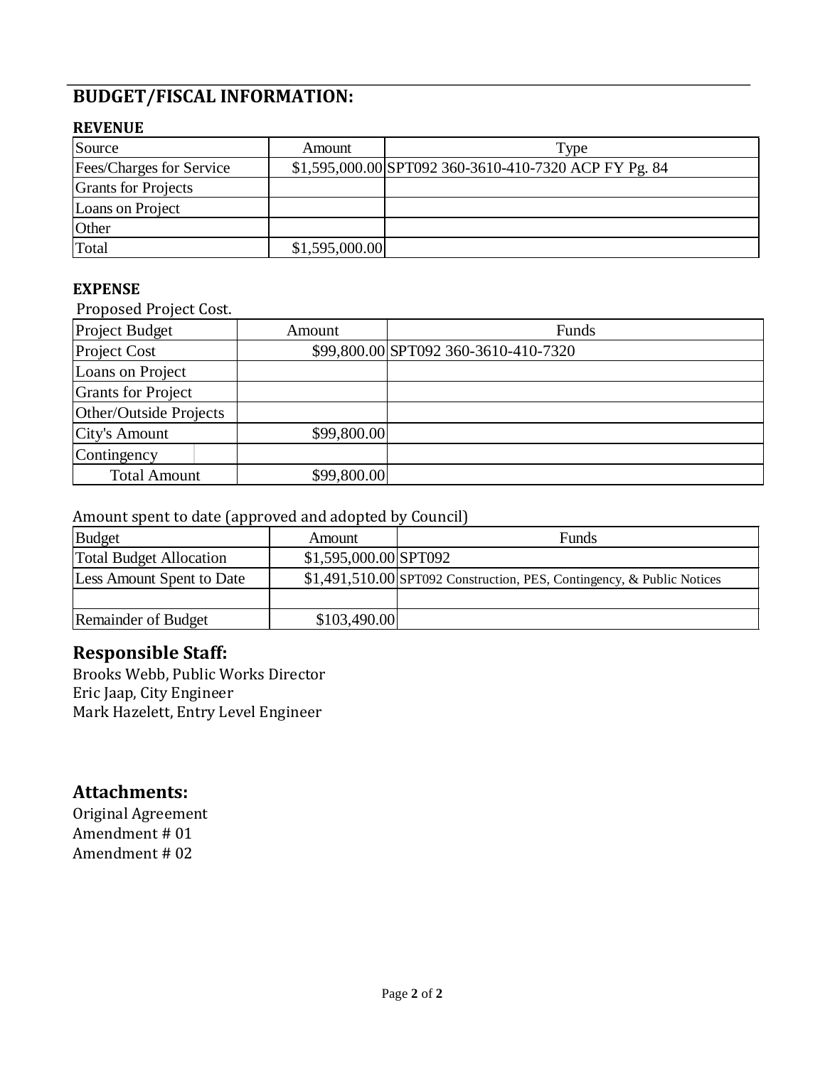## BUDGET/FISCAL INFORMATION:

### REVENUE

| Source | Amount | Type |
|---|---|---|
| Fees/Charges for Service | $1,595,000.00 | SPT092 360-3610-410-7320 ACP FY Pg. 84 |
| Grants for Projects | | |
| Loans on Project | | |
| Other | | |
| Total | $1,595,000.00 | |

### EXPENSE

Proposed Project Cost.

| Project Budget | Amount | Funds |
|---|---|---|
| Project Cost | $99,800.00 | SPT092 360-3610-410-7320 |
| Loans on Project | | |
| Grants for Project | | |
| Other/Outside Projects | | |
| City's Amount | $99,800.00 | |
| Contingency | | |
| Total Amount | $99,800.00 | |

Amount spent to date (approved and adopted by Council)

| Budget | Amount | Funds |
|---|---|---|
| Total Budget Allocation | $1,595,000.00 | SPT092 |
| Less Amount Spent to Date | $1,491,510.00 | SPT092 Construction, PES, Contingency, & Public Notices |
| | | |
| Remainder of Budget | $103,490.00 | |

## Responsible Staff:

Brooks Webb, Public Works Director
Eric Jaap, City Engineer
Mark Hazelett, Entry Level Engineer

## Attachments:

Original Agreement
Amendment # 01
Amendment # 02